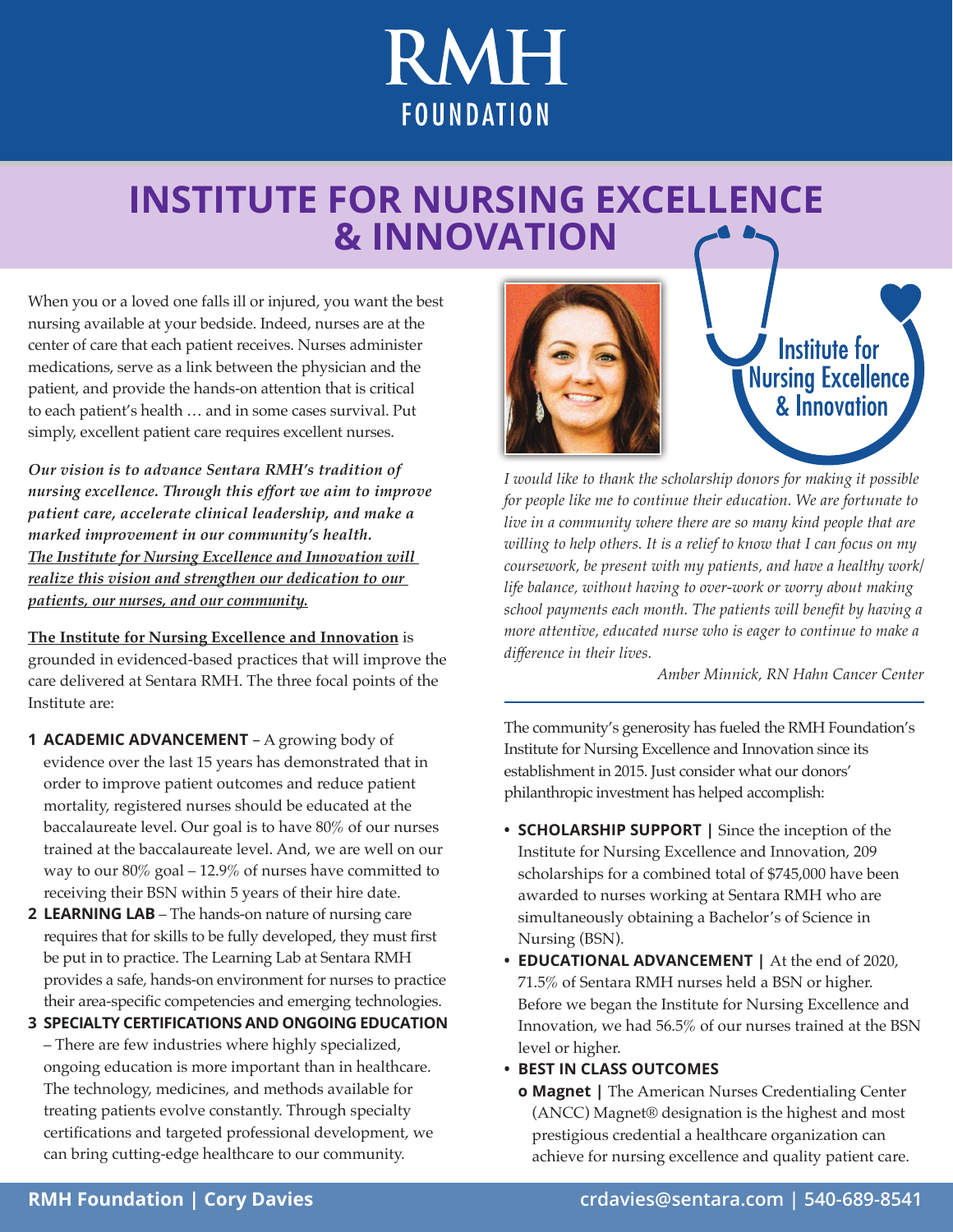# RMH FOUNDATION

## INSTITUTE FOR NURSING EXCELLENCE & INNOVATION

When you or a loved one falls ill or injured, you want the best nursing available at your bedside. Indeed, nurses are at the center of care that each patient receives. Nurses administer medications, serve as a link between the physician and the patient, and provide the hands-on attention that is critical to each patient's health … and in some cases survival. Put simply, excellent patient care requires excellent nurses.

***Our vision is to advance Sentara RMH's tradition of nursing excellence. Through this effort we aim to improve patient care, accelerate clinical leadership, and make a marked improvement in our community's health.*** ***The Institute for Nursing Excellence and Innovation will realize this vision and strengthen our dedication to our patients, our nurses, and our community.***

**The Institute for Nursing Excellence and Innovation** is grounded in evidenced-based practices that will improve the care delivered at Sentara RMH. The three focal points of the Institute are:

1. **ACADEMIC ADVANCEMENT** – A growing body of evidence over the last 15 years has demonstrated that in order to improve patient outcomes and reduce patient mortality, registered nurses should be educated at the baccalaureate level. Our goal is to have 80% of our nurses trained at the baccalaureate level. And, we are well on our way to our 80% goal – 12.9% of nurses have committed to receiving their BSN within 5 years of their hire date.
2. **LEARNING LAB** – The hands-on nature of nursing care requires that for skills to be fully developed, they must first be put in to practice. The Learning Lab at Sentara RMH provides a safe, hands-on environment for nurses to practice their area-specific competencies and emerging technologies.
3. **SPECIALTY CERTIFICATIONS AND ONGOING EDUCATION** – There are few industries where highly specialized, ongoing education is more important than in healthcare. The technology, medicines, and methods available for treating patients evolve constantly. Through specialty certifications and targeted professional development, we can bring cutting-edge healthcare to our community.

Institute for Nursing Excellence & Innovation

*I would like to thank the scholarship donors for making it possible for people like me to continue their education. We are fortunate to live in a community where there are so many kind people that are willing to help others. It is a relief to know that I can focus on my coursework, be present with my patients, and have a healthy work/life balance, without having to over-work or worry about making school payments each month. The patients will benefit by having a more attentive, educated nurse who is eager to continue to make a difference in their lives.*

*Amber Minnick, RN Hahn Cancer Center*

The community's generosity has fueled the RMH Foundation's Institute for Nursing Excellence and Innovation since its establishment in 2015. Just consider what our donors' philanthropic investment has helped accomplish:

- **SCHOLARSHIP SUPPORT |** Since the inception of the Institute for Nursing Excellence and Innovation, 209 scholarships for a combined total of $745,000 have been awarded to nurses working at Sentara RMH who are simultaneously obtaining a Bachelor's of Science in Nursing (BSN).
- **EDUCATIONAL ADVANCEMENT |** At the end of 2020, 71.5% of Sentara RMH nurses held a BSN or higher. Before we began the Institute for Nursing Excellence and Innovation, we had 56.5% of our nurses trained at the BSN level or higher.
- **BEST IN CLASS OUTCOMES**
  - **Magnet |** The American Nurses Credentialing Center (ANCC) Magnet® designation is the highest and most prestigious credential a healthcare organization can achieve for nursing excellence and quality patient care.

**RMH Foundation | Cory Davies** crdavies@sentara.com | 540-689-8541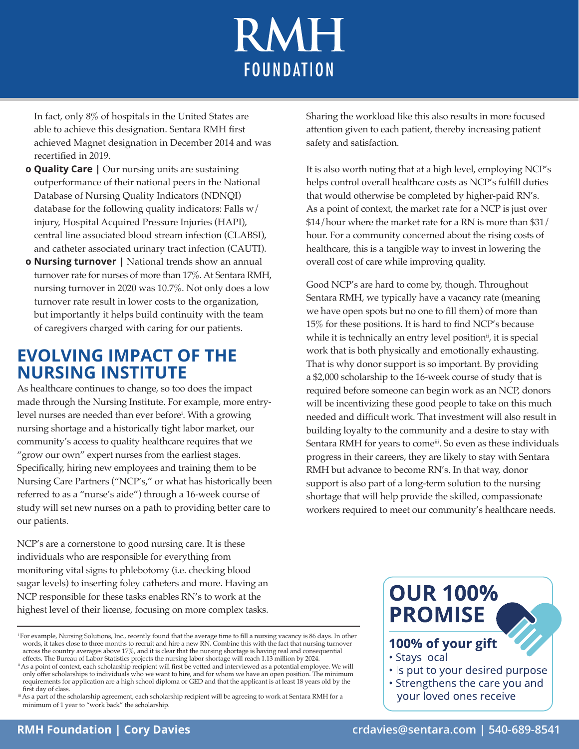In fact, only 8% of hospitals in the United States are able to achieve this designation. Sentara RMH first achieved Magnet designation in December 2014 and was recertified in 2019.

- **Quality Care |** Our nursing units are sustaining outperformance of their national peers in the National Database of Nursing Quality Indicators (NDNQI) database for the following quality indicators: Falls w/ injury, Hospital Acquired Pressure Injuries (HAPI), central line associated blood stream infection (CLABSI), and catheter associated urinary tract infection (CAUTI).
- **Nursing turnover |** National trends show an annual turnover rate for nurses of more than 17%. At Sentara RMH, nursing turnover in 2020 was 10.7%. Not only does a low turnover rate result in lower costs to the organization, but importantly it helps build continuity with the team of caregivers charged with caring for our patients.

## EVOLVING IMPACT OF THE NURSING INSTITUTE

As healthcare continues to change, so too does the impact made through the Nursing Institute. For example, more entry-level nurses are needed than ever before[i]. With a growing nursing shortage and a historically tight labor market, our community's access to quality healthcare requires that we "grow our own" expert nurses from the earliest stages. Specifically, hiring new employees and training them to be Nursing Care Partners ("NCP's," or what has historically been referred to as a "nurse's aide") through a 16-week course of study will set new nurses on a path to providing better care to our patients.

NCP's are a cornerstone to good nursing care. It is these individuals who are responsible for everything from monitoring vital signs to phlebotomy (i.e. checking blood sugar levels) to inserting foley catheters and more. Having an NCP responsible for these tasks enables RN's to work at the highest level of their license, focusing on more complex tasks. Sharing the workload like this also results in more focused attention given to each patient, thereby increasing patient safety and satisfaction.

It is also worth noting that at a high level, employing NCP's helps control overall healthcare costs as NCP's fulfill duties that would otherwise be completed by higher-paid RN's. As a point of context, the market rate for a NCP is just over $14/hour where the market rate for a RN is more than $31/hour. For a community concerned about the rising costs of healthcare, this is a tangible way to invest in lowering the overall cost of care while improving quality.

Good NCP's are hard to come by, though. Throughout Sentara RMH, we typically have a vacancy rate (meaning we have open spots but no one to fill them) of more than 15% for these positions. It is hard to find NCP's because while it is technically an entry level position[ii], it is special work that is both physically and emotionally exhausting. That is why donor support is so important. By providing a $2,000 scholarship to the 16-week course of study that is required before someone can begin work as an NCP, donors will be incentivizing these good people to take on this much needed and difficult work. That investment will also result in building loyalty to the community and a desire to stay with Sentara RMH for years to come[iii]. So even as these individuals progress in their careers, they are likely to stay with Sentara RMH but advance to become RN's. In that way, donor support is also part of a long-term solution to the nursing shortage that will help provide the skilled, compassionate workers required to meet our community's healthcare needs.

[i] For example, Nursing Solutions, Inc., recently found that the average time to fill a nursing vacancy is 86 days. In other words, it takes close to three months to recruit and hire a new RN. Combine this with the fact that nursing turnover across the country averages above 17%, and it is clear that the nursing shortage is having real and consequential effects. The Bureau of Labor Statistics projects the nursing labor shortage will reach 1.13 million by 2024.

[ii] As a point of context, each scholarship recipient will first be vetted and interviewed as a potential employee. We will only offer scholarships to individuals who we want to hire, and for whom we have an open position. The minimum requirements for application are a high school diploma or GED and that the applicant is at least 18 years old by the first day of class.

[iii] As a part of the scholarship agreement, each scholarship recipient will be agreeing to work at Sentara RMH for a minimum of 1 year to "work back" the scholarship.

## OUR 100% PROMISE

**100% of your gift**

- Stays local
- Is put to your desired purpose
- Strengthens the care you and your loved ones receive

**RMH Foundation | Cory Davies** crdavies@sentara.com | 540-689-8541